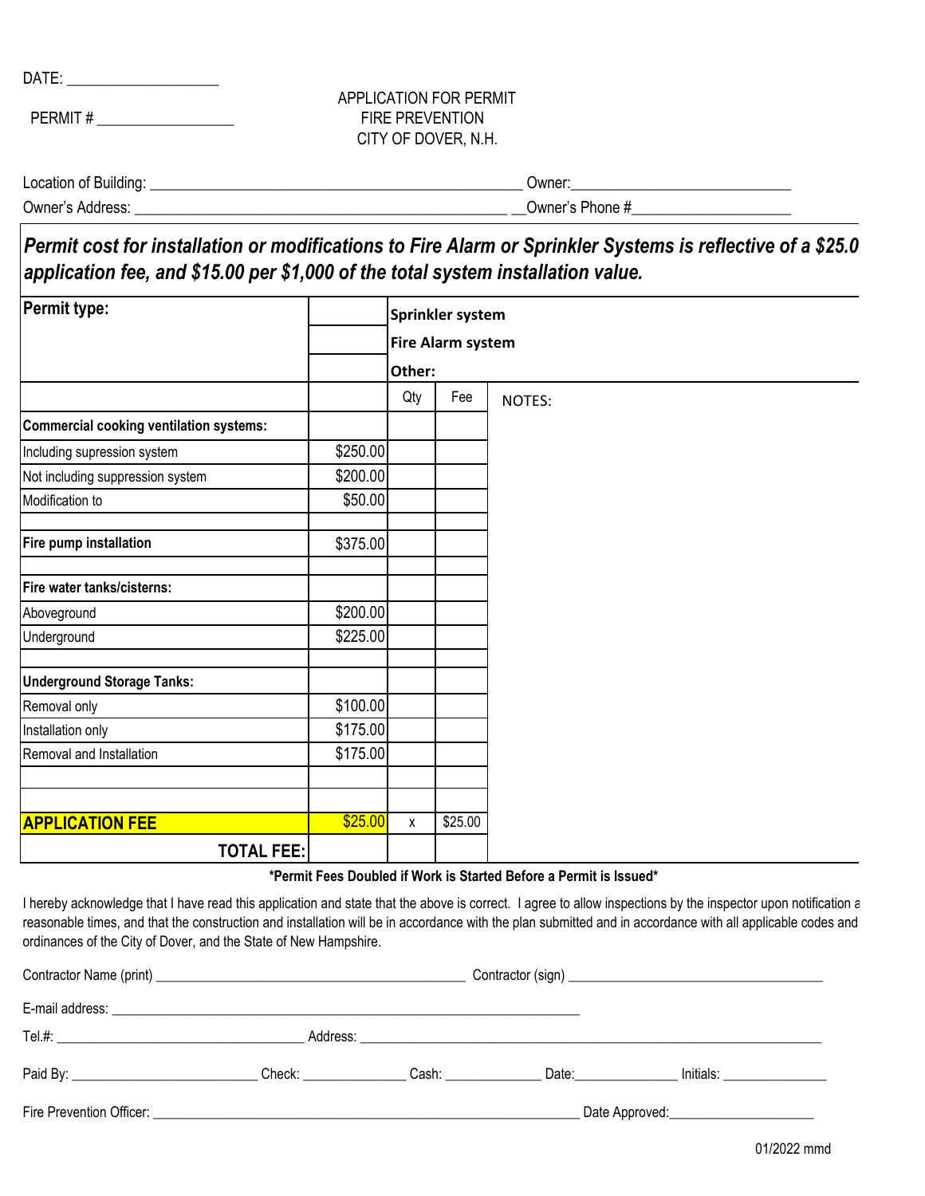DATE: ____________________

PERMIT # __________________

APPLICATION FOR PERMIT
FIRE PREVENTION
CITY OF DOVER, N.H.

Location of Building: ________________________________________________ Owner:____________________________

Owner's Address: _________________________________________________ __Owner's Phone #____________________

***Permit cost for installation or modifications to Fire Alarm or Sprinkler Systems is reflective of a $25.0 application fee, and $15.00 per $1,000 of the total system installation value.***

| **Permit type:** | | **Sprinkler system** | | |
|---|---|---|---|---|
| | | **Fire Alarm system** | | |
| | | **Other:** | | |
| | | Qty | Fee | NOTES: |
| **Commercial cooking ventilation systems:** | | | | |
| Including supression system | $250.00 | | | |
| Not including suppression system | $200.00 | | | |
| Modification to | $50.00 | | | |
| | | | | |
| **Fire pump installation** | $375.00 | | | |
| | | | | |
| **Fire water tanks/cisterns:** | | | | |
| Aboveground | $200.00 | | | |
| Underground | $225.00 | | | |
| | | | | |
| **Underground Storage Tanks:** | | | | |
| Removal only | $100.00 | | | |
| Installation only | $175.00 | | | |
| Removal and Installation | $175.00 | | | |
| | | | | |
| | | | | |
| **APPLICATION FEE** | $25.00 | x | $25.00 | |
| **TOTAL FEE:** | | | | |

**\*Permit Fees Doubled if Work is Started Before a Permit is Issued\***

I hereby acknowledge that I have read this application and state that the above is correct. I agree to allow inspections by the inspector upon notification a reasonable times, and that the construction and installation will be in accordance with the plan submitted and in accordance with all applicable codes and ordinances of the City of Dover, and the State of New Hampshire.

Contractor Name (print) ____________________________________________ Contractor (sign) ____________________________________

E-mail address: ______________________________________________________________________

Tel.#: ___________________________________ Address: _______________________________________________________________

Paid By: __________________________ Check: ______________ Cash: ______________ Date:_______________ Initials: _______________

Fire Prevention Officer: _______________________________________________________________ Date Approved:_____________________

01/2022 mmd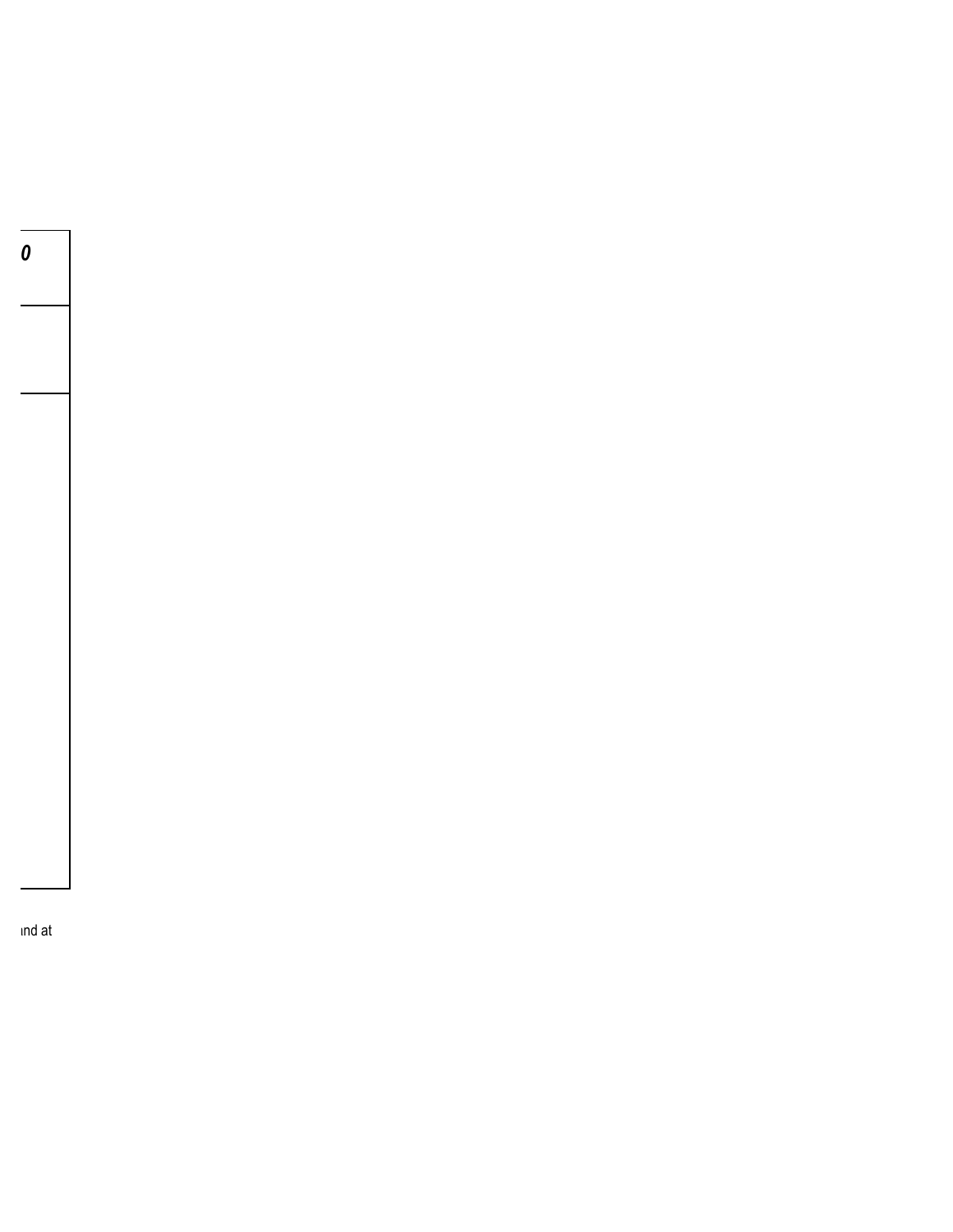*0*

ınd at